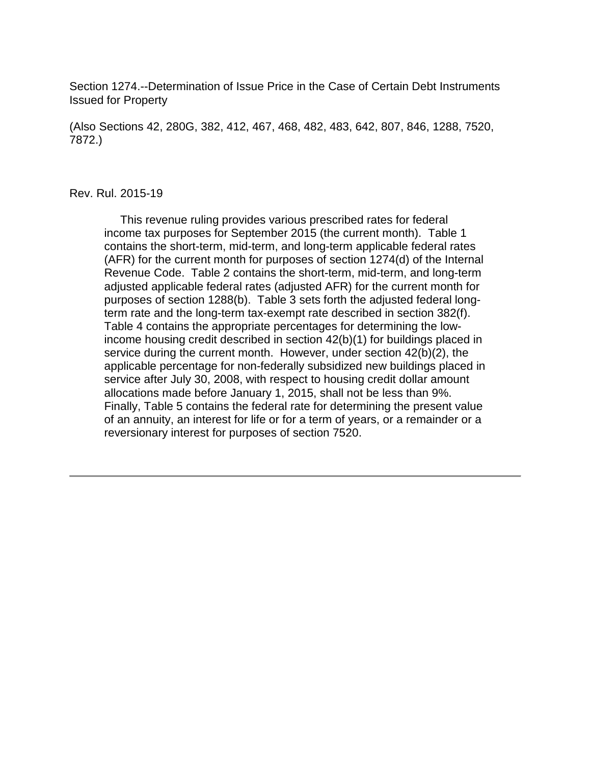Section 1274.--Determination of Issue Price in the Case of Certain Debt Instruments Issued for Property

(Also Sections 42, 280G, 382, 412, 467, 468, 482, 483, 642, 807, 846, 1288, 7520, 7872.)

Rev. Rul. 2015-19

This revenue ruling provides various prescribed rates for federal income tax purposes for September 2015 (the current month). Table 1 contains the short-term, mid-term, and long-term applicable federal rates (AFR) for the current month for purposes of section 1274(d) of the Internal Revenue Code. Table 2 contains the short-term, mid-term, and long-term adjusted applicable federal rates (adjusted AFR) for the current month for purposes of section 1288(b). Table 3 sets forth the adjusted federal long-term rate and the long-term tax-exempt rate described in section 382(f). Table 4 contains the appropriate percentages for determining the low-income housing credit described in section 42(b)(1) for buildings placed in service during the current month. However, under section 42(b)(2), the applicable percentage for non-federally subsidized new buildings placed in service after July 30, 2008, with respect to housing credit dollar amount allocations made before January 1, 2015, shall not be less than 9%. Finally, Table 5 contains the federal rate for determining the present value of an annuity, an interest for life or for a term of years, or a remainder or a reversionary interest for purposes of section 7520.

---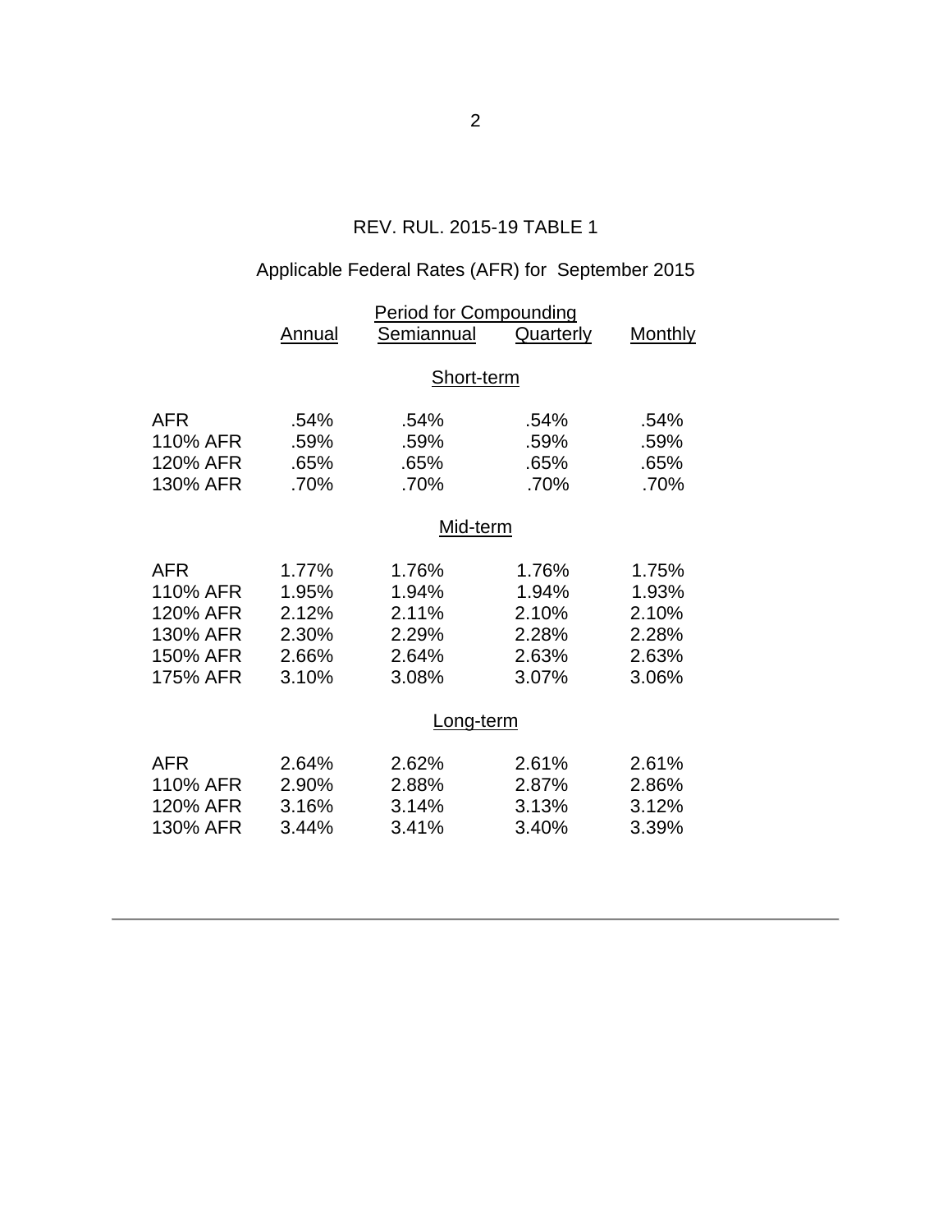## REV. RUL. 2015-19 TABLE 1

### Applicable Federal Rates (AFR) for September 2015

| | Period for Compounding | | | |
|---|---|---|---|---|
| | Annual | Semiannual | Quarterly | Monthly |
| **Short-term** | | | | |
| AFR | .54% | .54% | .54% | .54% |
| 110% AFR | .59% | .59% | .59% | .59% |
| 120% AFR | .65% | .65% | .65% | .65% |
| 130% AFR | .70% | .70% | .70% | .70% |
| **Mid-term** | | | | |
| AFR | 1.77% | 1.76% | 1.76% | 1.75% |
| 110% AFR | 1.95% | 1.94% | 1.94% | 1.93% |
| 120% AFR | 2.12% | 2.11% | 2.10% | 2.10% |
| 130% AFR | 2.30% | 2.29% | 2.28% | 2.28% |
| 150% AFR | 2.66% | 2.64% | 2.63% | 2.63% |
| 175% AFR | 3.10% | 3.08% | 3.07% | 3.06% |
| **Long-term** | | | | |
| AFR | 2.64% | 2.62% | 2.61% | 2.61% |
| 110% AFR | 2.90% | 2.88% | 2.87% | 2.86% |
| 120% AFR | 3.16% | 3.14% | 3.13% | 3.12% |
| 130% AFR | 3.44% | 3.41% | 3.40% | 3.39% |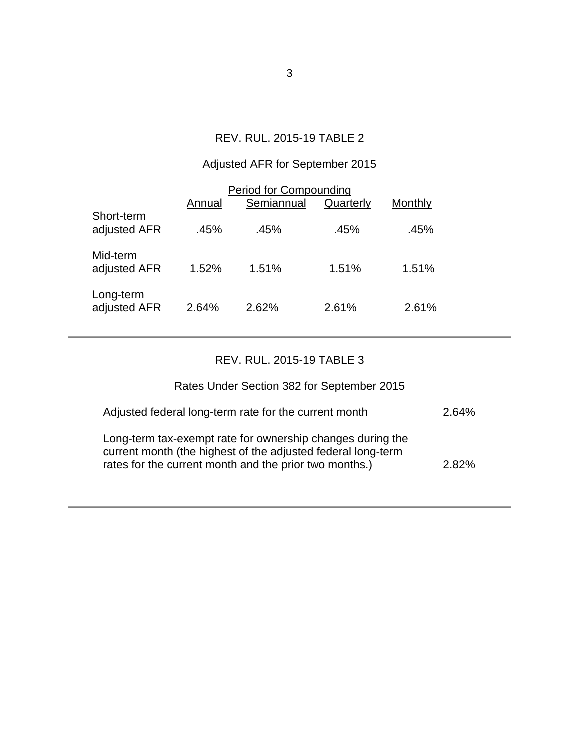## REV. RUL. 2015-19 TABLE 2

### Adjusted AFR for September 2015

| | Period for Compounding | | | |
|---|---|---|---|---|
| | Annual | Semiannual | Quarterly | Monthly |
| Short-term adjusted AFR | .45% | .45% | .45% | .45% |
| Mid-term adjusted AFR | 1.52% | 1.51% | 1.51% | 1.51% |
| Long-term adjusted AFR | 2.64% | 2.62% | 2.61% | 2.61% |

---

## REV. RUL. 2015-19 TABLE 3

### Rates Under Section 382 for September 2015

| | |
|---|---|
| Adjusted federal long-term rate for the current month | 2.64% |
| Long-term tax-exempt rate for ownership changes during the current month (the highest of the adjusted federal long-term rates for the current month and the prior two months.) | 2.82% |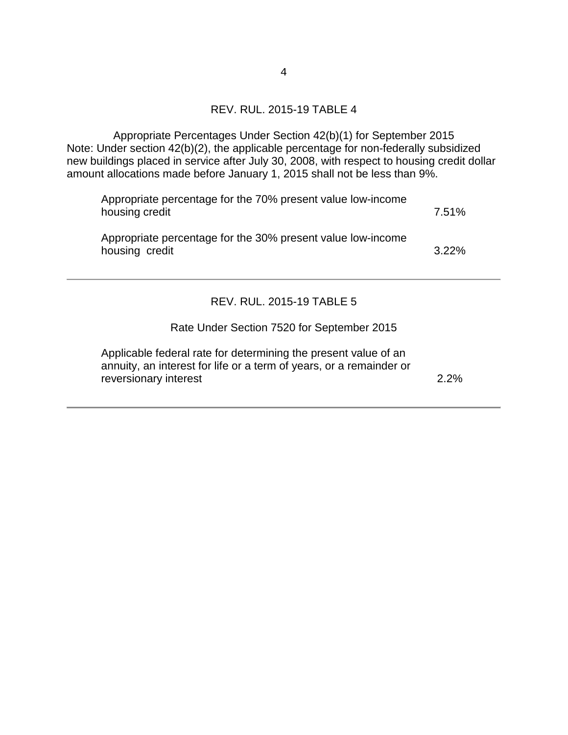## REV. RUL. 2015-19 TABLE 4

Appropriate Percentages Under Section 42(b)(1) for September 2015

Note: Under section 42(b)(2), the applicable percentage for non-federally subsidized new buildings placed in service after July 30, 2008, with respect to housing credit dollar amount allocations made before January 1, 2015 shall not be less than 9%.

| | |
|---|---|
| Appropriate percentage for the 70% present value low-income housing credit | 7.51% |
| Appropriate percentage for the 30% present value low-income housing credit | 3.22% |

---

## REV. RUL. 2015-19 TABLE 5

Rate Under Section 7520 for September 2015

| | |
|---|---|
| Applicable federal rate for determining the present value of an annuity, an interest for life or a term of years, or a remainder or reversionary interest | 2.2% |

---